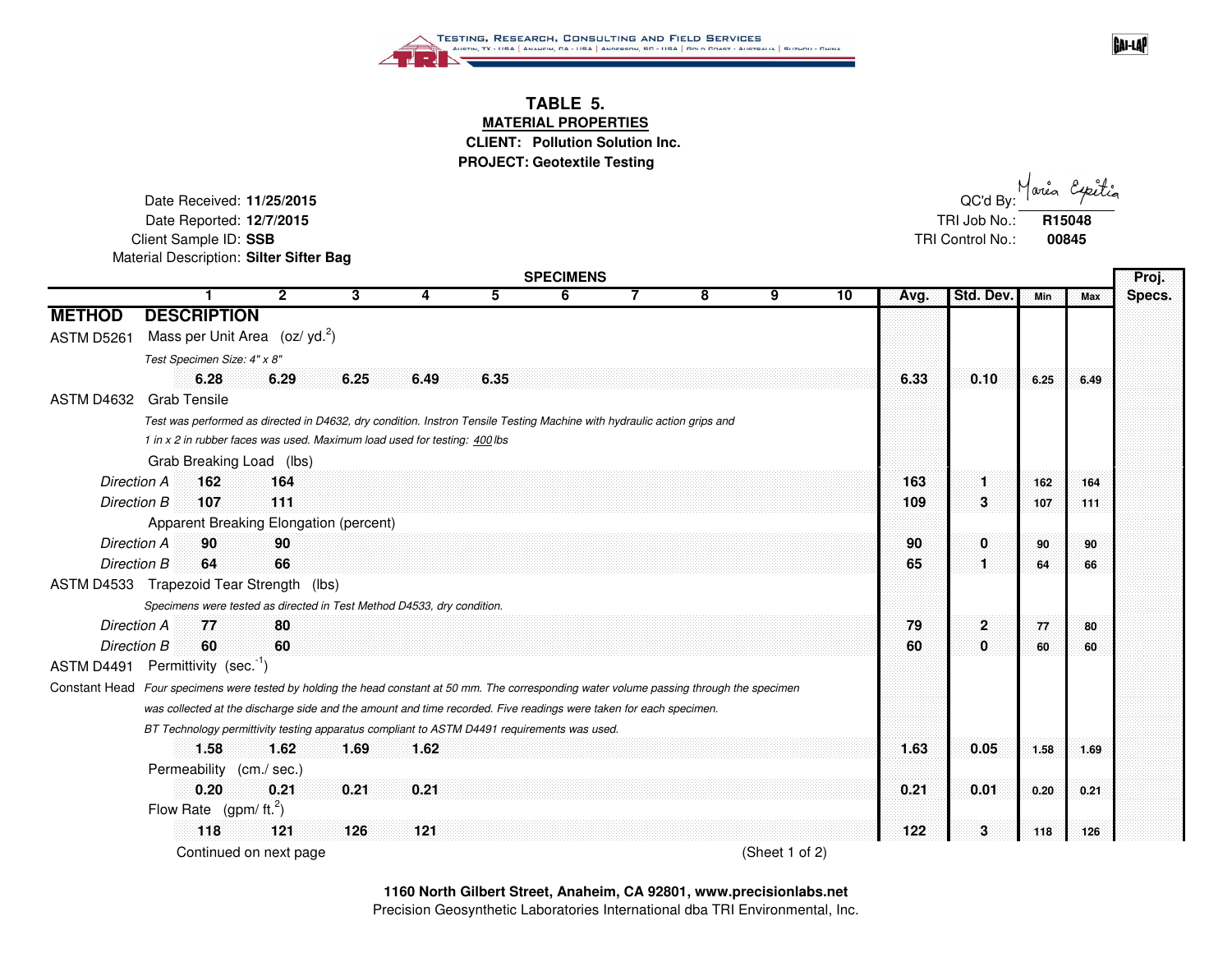TESTING, RESEARCH, CONSULTING AND FIELD SERVICES

AUSTIN, TX - USA | ANAHEIM, CA - USA | ANDERSON, SC - USA | GOLD COAST - AUSTRALIA | SUZHOU - CHINA

# TABLE 5.

**MATERIAL PROPERTIES**

**CLIENT: Pollution Solution Inc.**

**PROJECT: Geotextile Testing**

Date Received: **11/25/2015**
Date Reported: **12/7/2015**
Client Sample ID: **SSB**
Material Description: **Silter Sifter Bag**

QC'd By: *Maria Cepitia*
TRI Job No.: **R15048**
TRI Control No.: **00845**

| METHOD | DESCRIPTION | 1 | 2 | 3 | 4 | 5 | 6 | 7 | 8 | 9 | 10 | Avg. | Std. Dev. | Min | Max | Proj. Specs. |
|---|---|---|---|---|---|---|---|---|---|---|---|---|---|---|---|---|
| ASTM D5261 | Mass per Unit Area (oz/ yd.$^2$) | | | | | | | | | | | | | | | |
| | *Test Specimen Size: 4" x 8"* | | | | | | | | | | | | | | | |
| | | **6.28** | **6.29** | **6.25** | **6.49** | **6.35** | | | | | | **6.33** | **0.10** | **6.25** | **6.49** | |
| ASTM D4632 | Grab Tensile | | | | | | | | | | | | | | | |
| | *Test was performed as directed in D4632, dry condition. Instron Tensile Testing Machine with hydraulic action grips and 1 in x 2 in rubber faces was used. Maximum load used for testing: 400 lbs* | | | | | | | | | | | | | | | |
| | Grab Breaking Load (lbs) | | | | | | | | | | | | | | | |
| | *Direction A* | **162** | **164** | | | | | | | | | **163** | **1** | **162** | **164** | |
| | *Direction B* | **107** | **111** | | | | | | | | | **109** | **3** | **107** | **111** | |
| | Apparent Breaking Elongation (percent) | | | | | | | | | | | | | | | |
| | *Direction A* | **90** | **90** | | | | | | | | | **90** | **0** | **90** | **90** | |
| | *Direction B* | **64** | **66** | | | | | | | | | **65** | **1** | **64** | **66** | |
| ASTM D4533 | Trapezoid Tear Strength (lbs) | | | | | | | | | | | | | | | |
| | *Specimens were tested as directed in Test Method D4533, dry condition.* | | | | | | | | | | | | | | | |
| | *Direction A* | **77** | **80** | | | | | | | | | **79** | **2** | **77** | **80** | |
| | *Direction B* | **60** | **60** | | | | | | | | | **60** | **0** | **60** | **60** | |
| ASTM D4491 | Permittivity (sec.$^{-1}$) | | | | | | | | | | | | | | | |
| Constant Head | *Four specimens were tested by holding the head constant at 50 mm. The corresponding water volume passing through the specimen was collected at the discharge side and the amount and time recorded. Five readings were taken for each specimen. BT Technology permittivity testing apparatus compliant to ASTM D4491 requirements was used.* | | | | | | | | | | | | | | | |
| | | **1.58** | **1.62** | **1.69** | **1.62** | | | | | | | **1.63** | **0.05** | **1.58** | **1.69** | |
| | Permeability (cm./ sec.) | | | | | | | | | | | | | | | |
| | | **0.20** | **0.21** | **0.21** | **0.21** | | | | | | | **0.21** | **0.01** | **0.20** | **0.21** | |
| | Flow Rate (gpm/ ft.$^2$) | | | | | | | | | | | | | | | |
| | | **118** | **121** | **126** | **121** | | | | | | | **122** | **3** | **118** | **126** | |

Continued on next page

**1160 North Gilbert Street, Anaheim, CA 92801, www.precisionlabs.net**
Precision Geosynthetic Laboratories International dba TRI Environmental, Inc.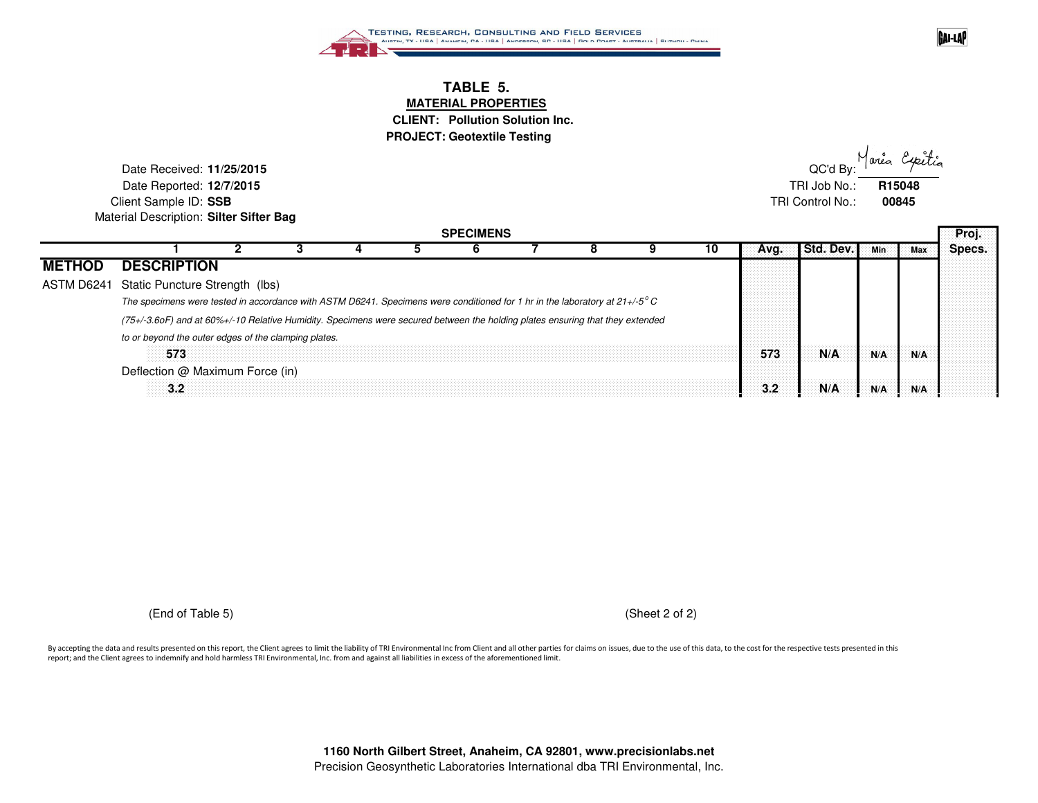# TABLE 5.

## MATERIAL PROPERTIES

**CLIENT: Pollution Solution Inc.**

**PROJECT: Geotextile Testing**

Date Received: **11/25/2015**
Date Reported: **12/7/2015**
Client Sample ID: **SSB**
Material Description: **Silter Sifter Bag**

QC'd By: Maria Expitia
TRI Job No.: **R15048**
TRI Control No.: **00845**

| METHOD | DESCRIPTION / SPECIMENS 1 | 2 | 3 | 4 | 5 | 6 | 7 | 8 | 9 | 10 | Avg. | Std. Dev. | Min | Max | Proj. Specs. |
|---|---|---|---|---|---|---|---|---|---|---|---|---|---|---|---|
| ASTM D6241 | Static Puncture Strength (lbs) | | | | | | | | | | | | | | |
| | *The specimens were tested in accordance with ASTM D6241. Specimens were conditioned for 1 hr in the laboratory at 21+/-5° C (75+/-3.6oF) and at 60%+/-10 Relative Humidity. Specimens were secured between the holding plates ensuring that they extended to or beyond the outer edges of the clamping plates.* | | | | | | | | | | | | | | |
| | **573** | | | | | | | | | | **573** | **N/A** | **N/A** | **N/A** | |
| | Deflection @ Maximum Force (in) | | | | | | | | | | | | | | |
| | **3.2** | | | | | | | | | | **3.2** | **N/A** | **N/A** | **N/A** | |

(End of Table 5)

By accepting the data and results presented on this report, the Client agrees to limit the liability of TRI Environmental Inc from Client and all other parties for claims on issues, due to the use of this data, to the cost for the respective tests presented in this report; and the Client agrees to indemnify and hold harmless TRI Environmental, Inc. from and against all liabilities in excess of the aforementioned limit.

**1160 North Gilbert Street, Anaheim, CA 92801, www.precisionlabs.net**
Precision Geosynthetic Laboratories International dba TRI Environmental, Inc.